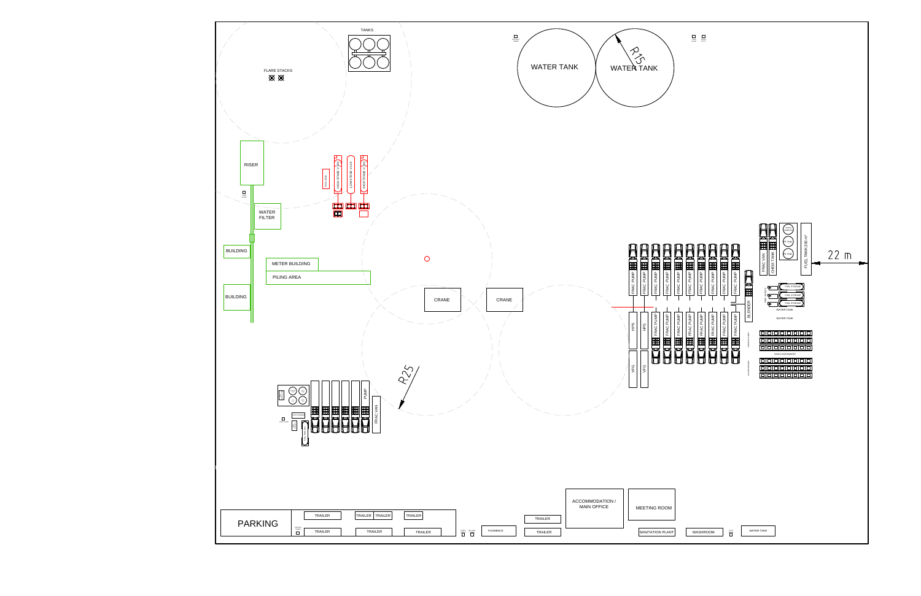TANKS

FLARE STACKS

WATER TANK

WATER TANK

R15

RISER

HIGH STAGE VESSEL

LOW STAGE VESSEL

HIGH STAGE VESSEL

WATER FILTER

BUILDING

METER BUILDING

PILING AREA

BUILDING

CRANE

CRANE

R25

PUMP

FRAC VAN

FRAC PUMP

FRAC PUMP

FRAC PUMP

FRAC PUMP

FRAC PUMP

FRAC PUMP

FRAC PUMP

FRAC PUMP

FRAC PUMP

FRAC PUMP

HPS

HPS

VFG

VFG

FRAC PUMP

FRAC PUMP

FRAC PUMP

FRAC PUMP

FRAC PUMP

FRAC PUMP

FRAC PUMP

FRAC PUMP

BLENDER

FRAC VAN

CHEM TANK

FUEL TANK 200 m³

22 m

FUEL STORAGE

FUEL STORAGE

FUEL STORAGE

WATER TANK

WATER TANK

SAND CONTAINMENT

PARKING

TRAILER

TRAILER

TRAILER

TRAILER

TRAILER

TRAILER

TRAILER

TRAILER

FLOWBACK

TRAILER

TRAILER

ACCOMMODATION / MAIN OFFICE

MEETING ROOM

SANITATION PLANT

WASHROOM

WATER TANK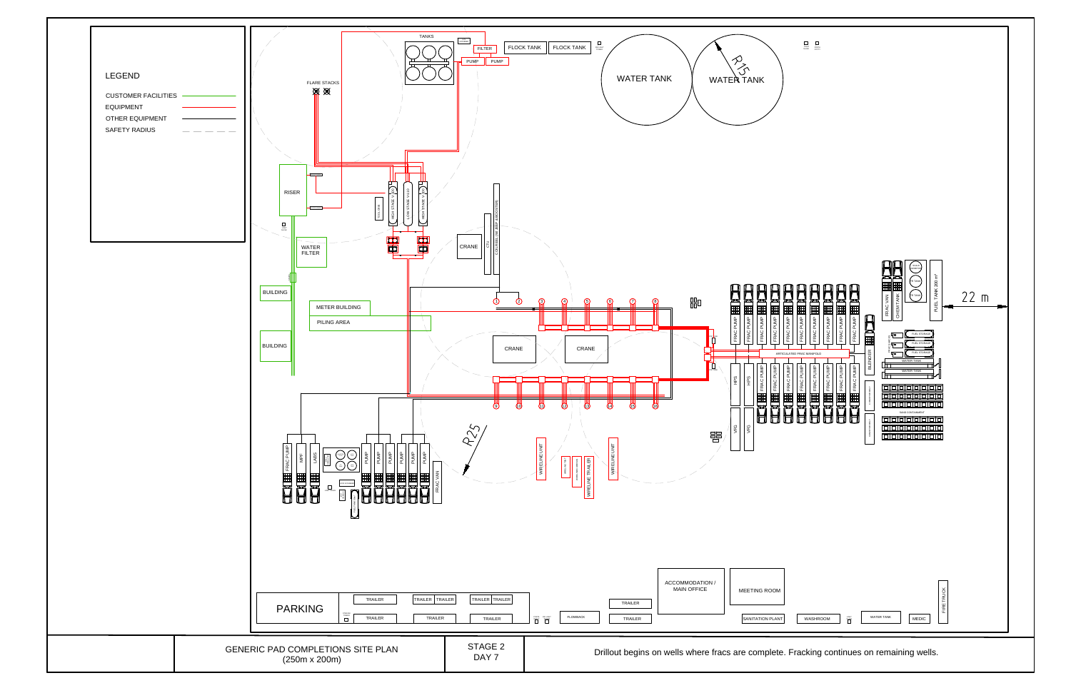## LEGEND

| | |
|---|---|
| CUSTOMER FACILITIES | green line |
| EQUIPMENT | red line |
| OTHER EQUIPMENT | black line |
| SAFETY RADIUS | dashed line |

TANKS

FILTER

FLOCK TANK

FLOCK TANK

PUMP

PUMP

WATER TANK

WATER TANK

R15

FLARE STACKS

RISER

HIGH STAGE V-1100

LOW STAGE V-1101

HIGH STAGE V-1102

WATER FILTER

CRANE

CTU

COILED TUBING UNIT / CONTROL CAB

BUILDING

METER BUILDING

PILING AREA

BUILDING

CRANE

CRANE

1 2 3 4 5 6 7 8

9 10 11 12 13 14 15 16

FRAC PUMP (×9)

FRAC PUMP (×7)

HPS

HPS

VFG

VFG

ARTICULATED FRAC MANIFOLD

BLENDER

FRAC VAN

CHEM TANK

PUEL TANK 200 m³

FUEL STORAGE

FUEL STORAGE

FUEL STORAGE

WATER TANK

WATER TANK

SAND CONTAINMENT

22 m

FRAC PUMP

MPP

LABS

PUMP (×6)

FRAC VAN

R25

WIRELINE UNIT

WIRELINE TRAILER

WIRELINE UNIT

PARKING

TRAILER

TRAILER

TRAILER

TRAILER

TRAILER

TRAILER

TRAILER

TRAILER

TRAILER

FLOWBACK

TRAILER

TRAILER

ACCOMMODATION / MAIN OFFICE

MEETING ROOM

SANITATION PLANT

WASHROOM

WATER TANK

MEDIC

FIRE TRUCK

GENERIC PAD COMPLETIONS SITE PLAN
(250m x 200m)

STAGE 2
DAY 7

Drillout begins on wells where fracs are complete. Fracking continues on remaining wells.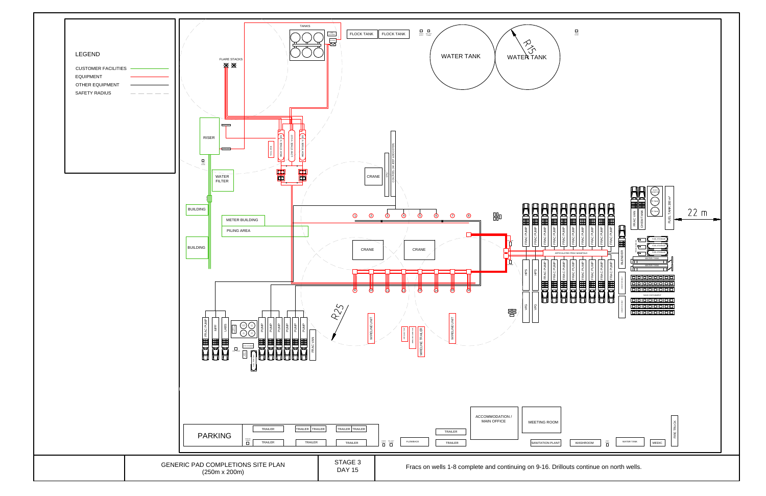## LEGEND

- CUSTOMER FACILITIES
- EQUIPMENT
- OTHER EQUIPMENT
- SAFETY RADIUS

TANKS

FLOCK TANK

FLOCK TANK

WATER TANK

WATER TANK

R15

FLARE STACKS

RISER

HIGH STAGE V-100

LOW STAGE V-110

HIGH STAGE V-120

CRANE

COILED TUBING INJECTOR

WATER FILTER

BUILDING

METER BUILDING

PILING AREA

BUILDING

CRANE

CRANE

1 2 3 4 5 6 7 8

9 10 11 12 13 14 15 16

R25

WIRELINE UNIT

WIRELINE TRAILER

WIRELINE UNIT

FRAC PUMP

MPF

LABS

PUMP

PUMP

PUMP

PUMP

PUMP

PUMP

FRAC VAN

FRAC PUMP

FRAC PUMP

FRAC PUMP

FRAC PUMP

FRAC PUMP

FRAC PUMP

FRAC PUMP

FRAC PUMP

FRAC PUMP

FRAC PUMP

ARTICULATED FRAC MANIFOLD

HPS

HPS

FRAC PUMP

FRAC PUMP

FRAC PUMP

FRAC PUMP

FRAC PUMP

FRAC PUMP

FRAC PUMP

FRAC PUMP

VFG

VFG

BLENDER

FRAC VAN

CHEM TANK

FUEL TANK 200 m³

FUEL STORAGE

FUEL STORAGE

FUEL STORAGE

WATER TANK

WATER TANK

SAND CONTAINMENT

22 m

ACCOMMODATION / MAIN OFFICE

MEETING ROOM

PARKING

TRAILER

TRAILER

TRAILER

TRAILER

TRAILER

TRAILER

TRAILER

TRAILER

FLOWBACK

TRAILER

TRAILER

SANITATION PLANT

WASHROOM

WATER TANK

MEDIC

FIRE TRUCK

GENERIC PAD COMPLETIONS SITE PLAN
(250m x 200m)

STAGE 3
DAY 15

Fracs on wells 1-8 complete and continuing on 9-16. Drillouts continue on north wells.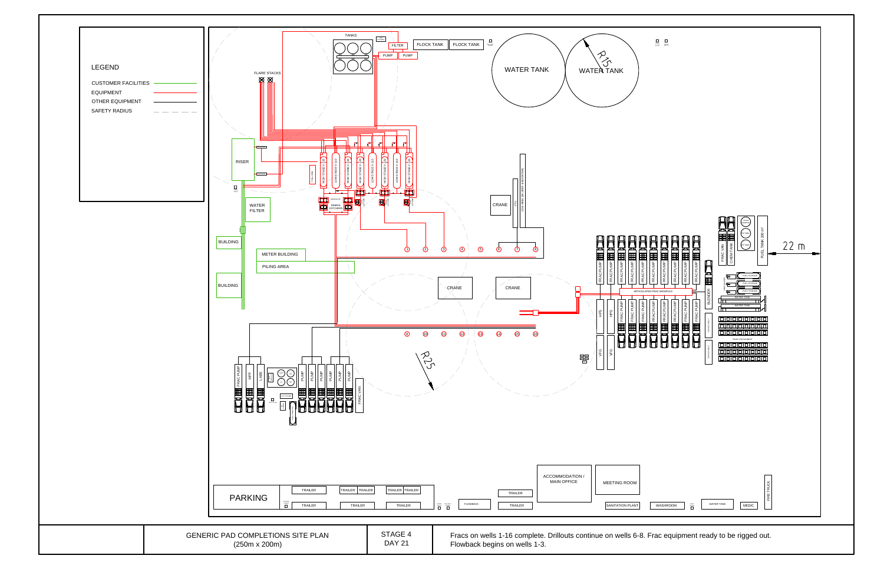## LEGEND

- CUSTOMER FACILITIES
- EQUIPMENT
- OTHER EQUIPMENT
- SAFETY RADIUS

TANKS

FILTER

FLOCK TANK

FLOCK TANK

PUMP

PUMP

WATER TANK

WATER TANK

R15

FLARE STACKS

RISER

WATER FILTER

BUILDING

BUILDING

METER BUILDING

PILING AREA

DEBRIS CATCHERS

CRANE

CRANE

CRANE

1 2 3 4 5 6 7 8

9 10 11 12 13 14 15 16

R25

22 m

FRAC PUMP

FRAC PUMP

FRAC PUMP

FRAC PUMP

FRAC PUMP

FRAC PUMP

FRAC PUMP

FRAC PUMP

FRAC PUMP

ARTICULATED FRAC MANIFOLD

FRAC PUMP

FRAC PUMP

FRAC PUMP

FRAC PUMP

FRAC PUMP

FRAC PUMP

FRAC PUMP

HPS

HPS

VFG

VFG

BLENDER

FRAC VAN

CHEM TANK

FUEL TANK 200 $m^3$

FUEL STORAGE

FUEL STORAGE

FUEL STORAGE

WATER TANK

WATER TANK

FRAC PUMP

MPF

LABS

PUMP

PUMP

PUMP

PUMP

PUMP

PUMP

FRAC VAN

ACCOMMODATION / MAIN OFFICE

MEETING ROOM

PARKING

TRAILER

TRAILER

TRAILER

TRAILER

TRAILER

TRAILER

TRAILER

TRAILER

TRAILER

FLOWBACK

TRAILER

TRAILER

SANITATION PLANT

WASHROOM

WATER TANK

MEDIC

FIRE TRUCK

| GENERIC PAD COMPLETIONS SITE PLAN (250m x 200m) | STAGE 4 DAY 21 | Fracs on wells 1-16 complete. Drillouts continue on wells 6-8. Frac equipment ready to be rigged out. Flowback begins on wells 1-3. |
|---|---|---|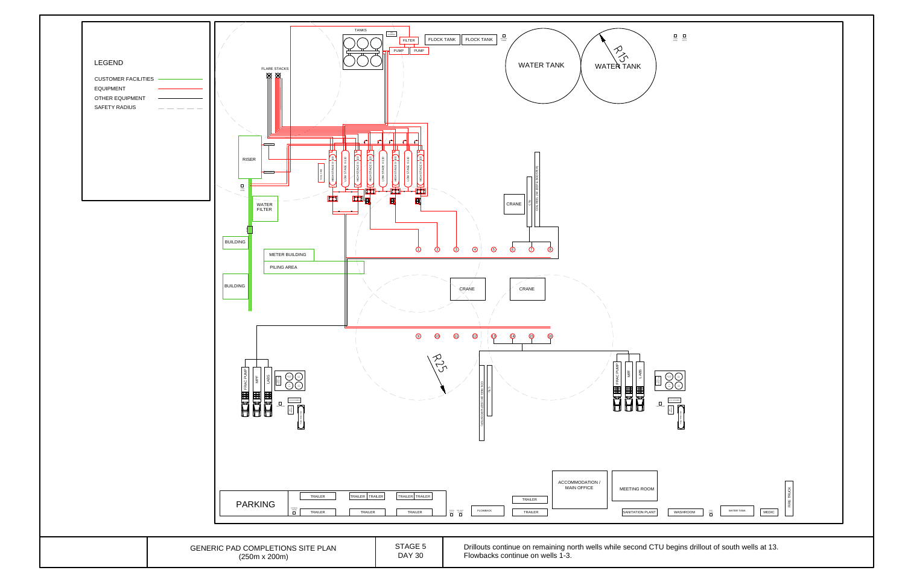## LEGEND

- CUSTOMER FACILITIES
- EQUIPMENT
- OTHER EQUIPMENT
- SAFETY RADIUS

TANKS

FILTER

PUMP

PUMP

FLOCK TANK

FLOCK TANK

WATER TANK

WATER TANK

R15

FLARE STACKS

RISER

WATER FILTER

BUILDING

METER BUILDING

PILING AREA

BUILDING

CRANE

CRANE

CRANE

R25

FRAC PUMP

MPF

LABS

FRAC PUMP

MPF

LABS

1 2 3 4 5 6 7 8

9 10 11 12 13 14 15 16

ACCOMMODATION / MAIN OFFICE

MEETING ROOM

PARKING

TRAILER

TRAILER

TRAILER

TRAILER

TRAILER

TRAILER

TRAILER

TRAILER

FLOWBACK

TRAILER

TRAILER

SANITATION PLANT

WASHROOM

WATER TANK

MEDIC

FIRE TRUCK

| GENERIC PAD COMPLETIONS SITE PLAN (250m x 200m) | STAGE 5 DAY 30 | Drillouts continue on remaining north wells while second CTU begins drillout of south wells at 13. Flowbacks continue on wells 1-3. |
|---|---|---|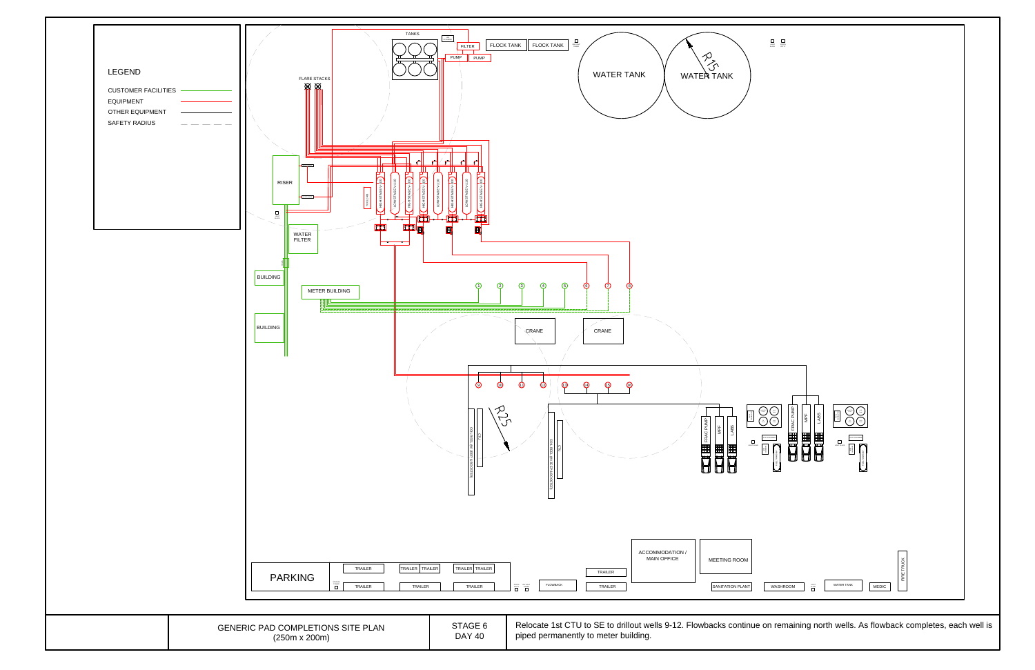## LEGEND

- CUSTOMER FACILITIES
- EQUIPMENT
- OTHER EQUIPMENT
- SAFETY RADIUS

TANKS

FILTER

PUMP

PUMP

FLOCK TANK

FLOCK TANK

WATER TANK

WATER TANK

R15

FLARE STACKS

RISER

WATER FILTER

BUILDING

METER BUILDING

BUILDING

HIGH STAGE V-110

LOW STAGE V-110

HIGH STAGE V-110

HIGH STAGE V-110

LOW STAGE V-110

HIGH STAGE V-110

LOW STAGE V-110

HIGH STAGE V-110

1 2 3 4 5 6 7 8

CRANE

CRANE

9 10 11 12 13 14 15 16

R25

COILED TUBING UNIT

CTU

COILED TUBING UNIT

CTU

FRAC PUMP

MPF

LABS

FRAC PUMP

MPF

LABS

PARKING

TRAILER

TRAILER

TRAILER

TRAILER

TRAILER

TRAILER

TRAILER

TRAILER

FLOWBACK

TRAILER

TRAILER

ACCOMMODATION / MAIN OFFICE

MEETING ROOM

SANITATION PLANT

WASHROOM

WATER TANK

MEDIC

FIRE TRUCK

GENERIC PAD COMPLETIONS SITE PLAN
(250m x 200m)

STAGE 6
DAY 40

Relocate 1st CTU to SE to drillout wells 9-12. Flowbacks continue on remaining north wells. As flowback completes, each well is piped permanently to meter building.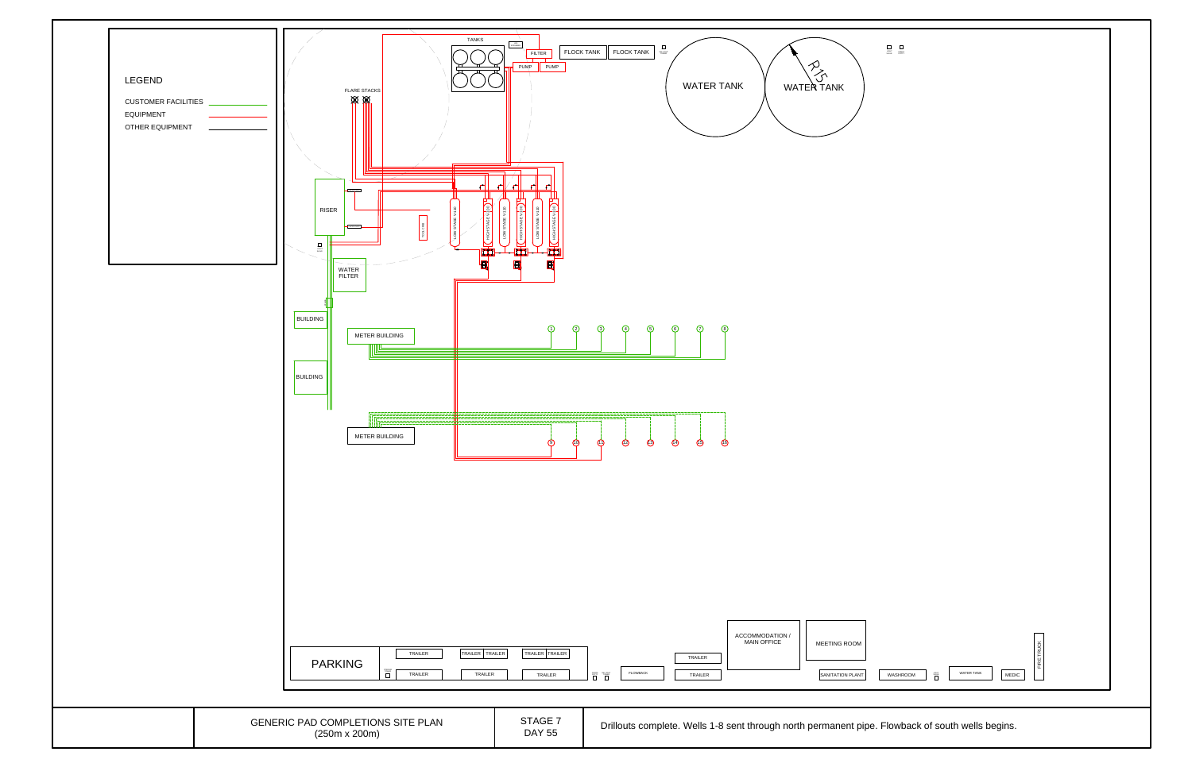LEGEND

- CUSTOMER FACILITIES
- EQUIPMENT
- OTHER EQUIPMENT

TANKS

FILTER

FLOCK TANK

FLOCK TANK

PUMP

PUMP

WATER TANK

WATER TANK

R15

FLARE STACKS

RISER

LOW STAGE VLSE

HIGH STAGE VLSE

LOW STAGE VLSE

HIGH STAGE VLSE

LOW STAGE VLSE

HIGH STAGE VLSE

WATER FILTER

BUILDING

METER BUILDING

BUILDING

1 2 3 4 5 6 7 8

METER BUILDING

9 10 11 12 13 14 15 16

ACCOMMODATION / MAIN OFFICE

MEETING ROOM

FIRE TRUCK

PARKING

TRAILER

TRAILER

TRAILER

TRAILER

TRAILER

TRAILER

TRAILER

TRAILER

TRAILER

FLOWBACK

TRAILER

TRAILER

SANITATION PLANT

WASHROOM

WATER TANK

MEDIC

| GENERIC PAD COMPLETIONS SITE PLAN (250m x 200m) | STAGE 7 DAY 55 | Drillouts complete. Wells 1-8 sent through north permanent pipe. Flowback of south wells begins. |
|---|---|---|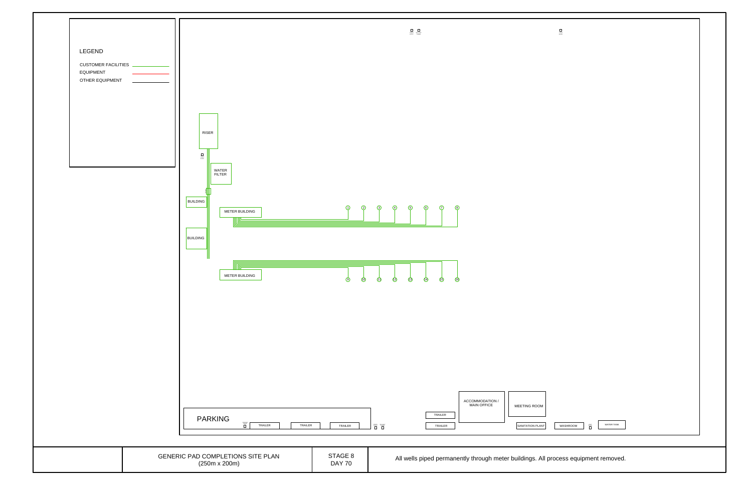LEGEND

CUSTOMER FACILITIES

EQUIPMENT

OTHER EQUIPMENT

RISER

WATER FILTER

BUILDING

BUILDING

METER BUILDING

1 2 3 4 5 6 7 8

METER BUILDING

9 10 11 12 13 14 15 16

PARKING

TRAILER

TRAILER

TRAILER

TRAILER

TRAILER

ACCOMMODATION / MAIN OFFICE

MEETING ROOM

SANITATION PLANT

WASHROOM

WATER TANK

GENERIC PAD COMPLETIONS SITE PLAN (250m x 200m)

STAGE 8
DAY 70

All wells piped permanently through meter buildings. All process equipment removed.